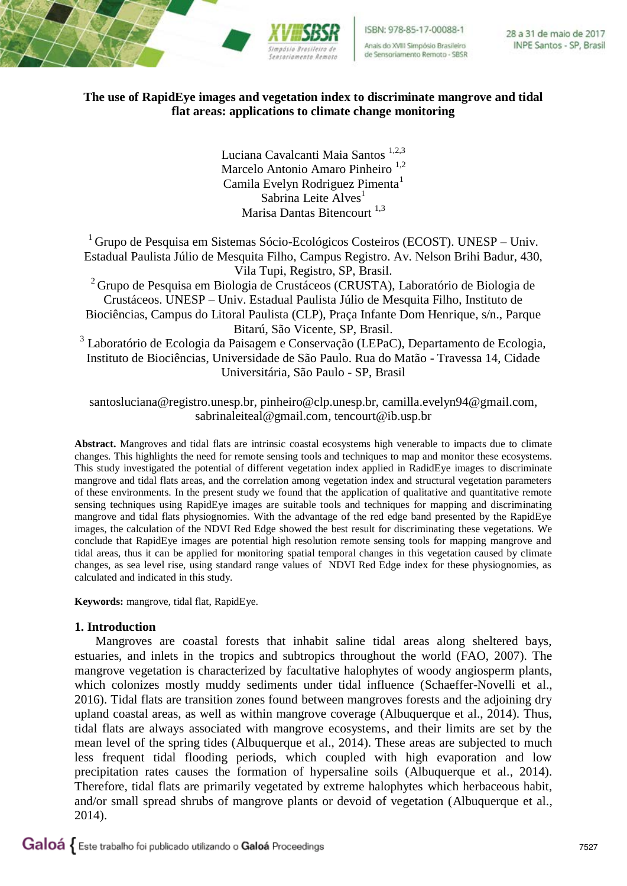# The use of RapidEye images and vegetation index to discriminate mangrove and tidal flat areas: applications to climate change monitoring

Luciana Cavalcanti Maia Santos [1,2,3]
Marcelo Antonio Amaro Pinheiro [1,2]
Camila Evelyn Rodriguez Pimenta[1]
Sabrina Leite Alves[1]
Marisa Dantas Bitencourt [1,3]

[1] Grupo de Pesquisa em Sistemas Sócio-Ecológicos Costeiros (ECOST). UNESP – Univ. Estadual Paulista Júlio de Mesquita Filho, Campus Registro. Av. Nelson Brihi Badur, 430, Vila Tupi, Registro, SP, Brasil.

[2] Grupo de Pesquisa em Biologia de Crustáceos (CRUSTA), Laboratório de Biologia de Crustáceos. UNESP – Univ. Estadual Paulista Júlio de Mesquita Filho, Instituto de Biociências, Campus do Litoral Paulista (CLP), Praça Infante Dom Henrique, s/n., Parque Bitarú, São Vicente, SP, Brasil.

[3] Laboratório de Ecologia da Paisagem e Conservação (LEPaC), Departamento de Ecologia, Instituto de Biociências, Universidade de São Paulo. Rua do Matão - Travessa 14, Cidade Universitária, São Paulo - SP, Brasil

santosluciana@registro.unesp.br, pinheiro@clp.unesp.br, camilla.evelyn94@gmail.com, sabrinaleiteal@gmail.com, tencourt@ib.usp.br

**Abstract.** Mangroves and tidal flats are intrinsic coastal ecosystems high venerable to impacts due to climate changes. This highlights the need for remote sensing tools and techniques to map and monitor these ecosystems. This study investigated the potential of different vegetation index applied in RadidEye images to discriminate mangrove and tidal flats areas, and the correlation among vegetation index and structural vegetation parameters of these environments. In the present study we found that the application of qualitative and quantitative remote sensing techniques using RapidEye images are suitable tools and techniques for mapping and discriminating mangrove and tidal flats physiognomies. With the advantage of the red edge band presented by the RapidEye images, the calculation of the NDVI Red Edge showed the best result for discriminating these vegetations. We conclude that RapidEye images are potential high resolution remote sensing tools for mapping mangrove and tidal areas, thus it can be applied for monitoring spatial temporal changes in this vegetation caused by climate changes, as sea level rise, using standard range values of NDVI Red Edge index for these physiognomies, as calculated and indicated in this study.

**Keywords:** mangrove, tidal flat, RapidEye.

## 1. Introduction

Mangroves are coastal forests that inhabit saline tidal areas along sheltered bays, estuaries, and inlets in the tropics and subtropics throughout the world (FAO, 2007). The mangrove vegetation is characterized by facultative halophytes of woody angiosperm plants, which colonizes mostly muddy sediments under tidal influence (Schaeffer-Novelli et al., 2016). Tidal flats are transition zones found between mangroves forests and the adjoining dry upland coastal areas, as well as within mangrove coverage (Albuquerque et al., 2014). Thus, tidal flats are always associated with mangrove ecosystems, and their limits are set by the mean level of the spring tides (Albuquerque et al., 2014). These areas are subjected to much less frequent tidal flooding periods, which coupled with high evaporation and low precipitation rates causes the formation of hypersaline soils (Albuquerque et al., 2014). Therefore, tidal flats are primarily vegetated by extreme halophytes which herbaceous habit, and/or small spread shrubs of mangrove plants or devoid of vegetation (Albuquerque et al., 2014).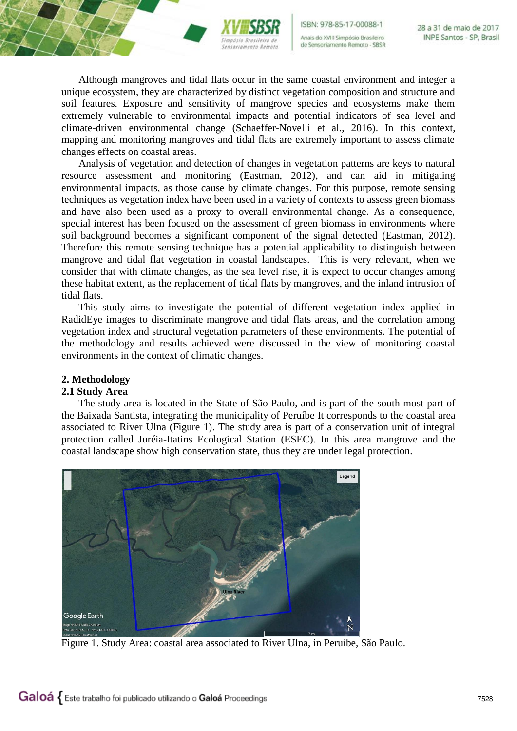Although mangroves and tidal flats occur in the same coastal environment and integer a unique ecosystem, they are characterized by distinct vegetation composition and structure and soil features. Exposure and sensitivity of mangrove species and ecosystems make them extremely vulnerable to environmental impacts and potential indicators of sea level and climate-driven environmental change (Schaeffer-Novelli et al., 2016). In this context, mapping and monitoring mangroves and tidal flats are extremely important to assess climate changes effects on coastal areas.

Analysis of vegetation and detection of changes in vegetation patterns are keys to natural resource assessment and monitoring (Eastman, 2012), and can aid in mitigating environmental impacts, as those cause by climate changes. For this purpose, remote sensing techniques as vegetation index have been used in a variety of contexts to assess green biomass and have also been used as a proxy to overall environmental change. As a consequence, special interest has been focused on the assessment of green biomass in environments where soil background becomes a significant component of the signal detected (Eastman, 2012). Therefore this remote sensing technique has a potential applicability to distinguish between mangrove and tidal flat vegetation in coastal landscapes. This is very relevant, when we consider that with climate changes, as the sea level rise, it is expect to occur changes among these habitat extent, as the replacement of tidal flats by mangroves, and the inland intrusion of tidal flats.

This study aims to investigate the potential of different vegetation index applied in RadidEye images to discriminate mangrove and tidal flats areas, and the correlation among vegetation index and structural vegetation parameters of these environments. The potential of the methodology and results achieved were discussed in the view of monitoring coastal environments in the context of climatic changes.

## 2. Methodology

### 2.1 Study Area

The study area is located in the State of São Paulo, and is part of the south most part of the Baixada Santista, integrating the municipality of Peruíbe It corresponds to the coastal area associated to River Ulna (Figure 1). The study area is part of a conservation unit of integral protection called Juréia-Itatins Ecological Station (ESEC). In this area mangrove and the coastal landscape show high conservation state, thus they are under legal protection.

Legend
Ulna River
Google Earth
2 mi
N

Figure 1. Study Area: coastal area associated to River Ulna, in Peruíbe, São Paulo.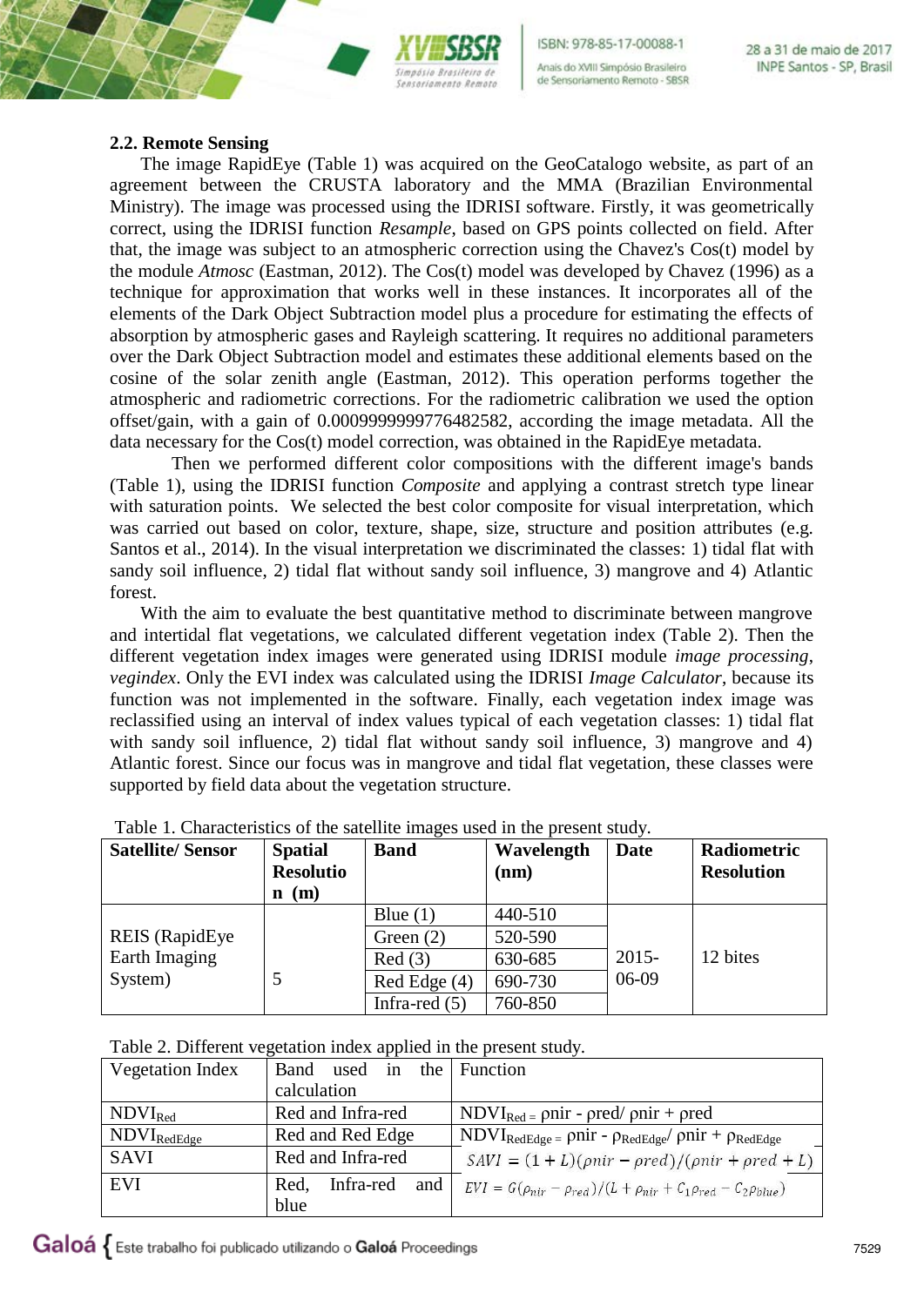## 2.2. Remote Sensing

The image RapidEye (Table 1) was acquired on the GeoCatalogo website, as part of an agreement between the CRUSTA laboratory and the MMA (Brazilian Environmental Ministry). The image was processed using the IDRISI software. Firstly, it was geometrically correct, using the IDRISI function *Resample*, based on GPS points collected on field. After that, the image was subject to an atmospheric correction using the Chavez's Cos(t) model by the module *Atmosc* (Eastman, 2012). The Cos(t) model was developed by Chavez (1996) as a technique for approximation that works well in these instances. It incorporates all of the elements of the Dark Object Subtraction model plus a procedure for estimating the effects of absorption by atmospheric gases and Rayleigh scattering. It requires no additional parameters over the Dark Object Subtraction model and estimates these additional elements based on the cosine of the solar zenith angle (Eastman, 2012). This operation performs together the atmospheric and radiometric corrections. For the radiometric calibration we used the option offset/gain, with a gain of 0.00999999999776482582, according the image metadata. All the data necessary for the Cos(t) model correction, was obtained in the RapidEye metadata.

Then we performed different color compositions with the different image's bands (Table 1), using the IDRISI function *Composite* and applying a contrast stretch type linear with saturation points. We selected the best color composite for visual interpretation, which was carried out based on color, texture, shape, size, structure and position attributes (e.g. Santos et al., 2014). In the visual interpretation we discriminated the classes: 1) tidal flat with sandy soil influence, 2) tidal flat without sandy soil influence, 3) mangrove and 4) Atlantic forest.

With the aim to evaluate the best quantitative method to discriminate between mangrove and intertidal flat vegetations, we calculated different vegetation index (Table 2). Then the different vegetation index images were generated using IDRISI module *image processing*, *vegindex*. Only the EVI index was calculated using the IDRISI *Image Calculator*, because its function was not implemented in the software. Finally, each vegetation index image was reclassified using an interval of index values typical of each vegetation classes: 1) tidal flat with sandy soil influence, 2) tidal flat without sandy soil influence, 3) mangrove and 4) Atlantic forest. Since our focus was in mangrove and tidal flat vegetation, these classes were supported by field data about the vegetation structure.

Table 1. Characteristics of the satellite images used in the present study.

| **Satellite/ Sensor** | **Spatial Resolution (m)** | **Band** | **Wavelength (nm)** | **Date** | **Radiometric Resolution** |
|---|---|---|---|---|---|
| REIS (RapidEye Earth Imaging System) | 5 | Blue (1) | 440-510 | 2015-06-09 | 12 bites |
| | | Green (2) | 520-590 | | |
| | | Red (3) | 630-685 | | |
| | | Red Edge (4) | 690-730 | | |
| | | Infra-red (5) | 760-850 | | |

Table 2. Different vegetation index applied in the present study.

| Vegetation Index | Band used in the calculation | Function |
|---|---|---|
| $NDVI_{Red}$ | Red and Infra-red | $NDVI_{Red} = \rho nir - \rho red / \rho nir + \rho red$ |
| $NDVI_{RedEdge}$ | Red and Red Edge | $NDVI_{RedEdge} = \rho nir - \rho_{RedEdge} / \rho nir + \rho_{RedEdge}$ |
| SAVI | Red and Infra-red | $SAVI = (1 + L)(\rho nir - \rho red)/(\rho nir + \rho red + L)$ |
| EVI | Red, Infra-red and blue | $EVI = G(\rho_{nir} - \rho_{red})/(L + \rho_{nir} + C_1\rho_{red} - C_2\rho_{blue})$ |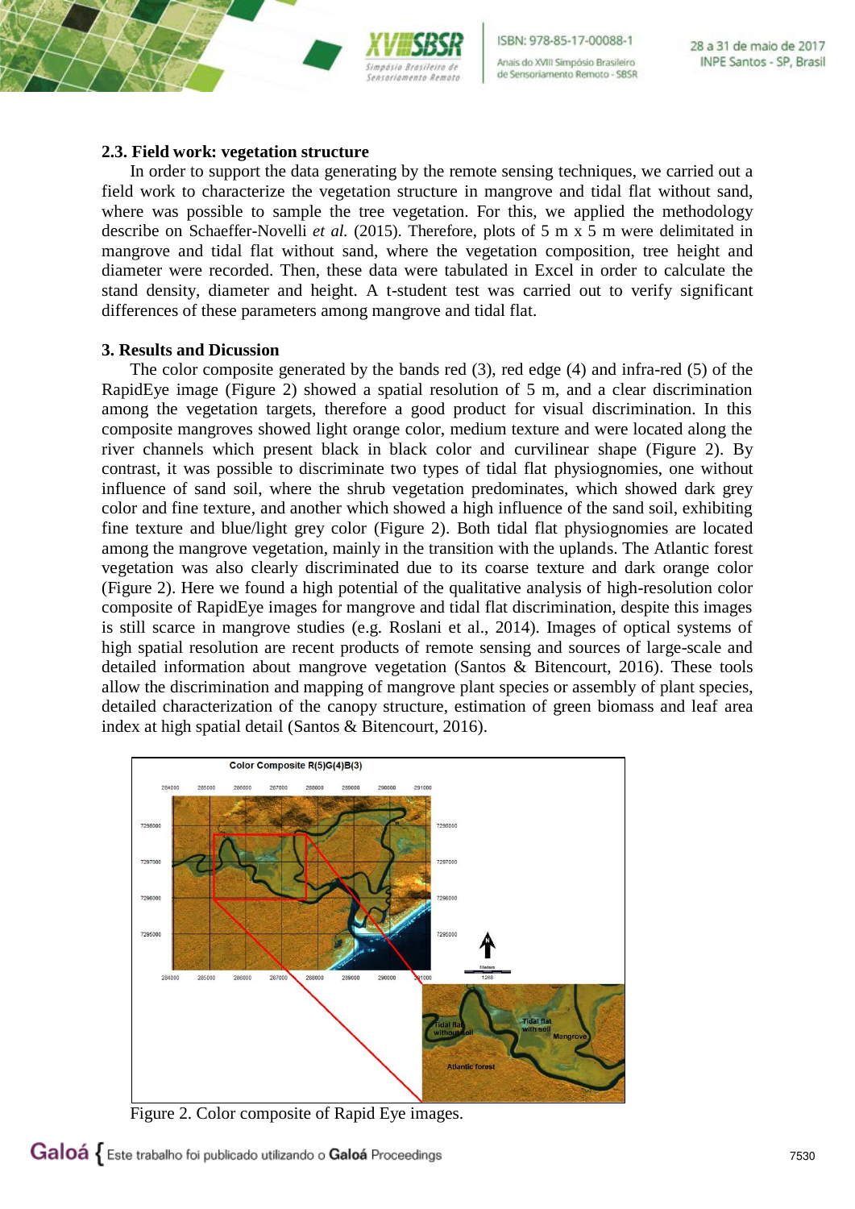### 2.3. Field work: vegetation structure

In order to support the data generating by the remote sensing techniques, we carried out a field work to characterize the vegetation structure in mangrove and tidal flat without sand, where was possible to sample the tree vegetation. For this, we applied the methodology describe on Schaeffer-Novelli *et al.* (2015). Therefore, plots of 5 m x 5 m were delimitated in mangrove and tidal flat without sand, where the vegetation composition, tree height and diameter were recorded. Then, these data were tabulated in Excel in order to calculate the stand density, diameter and height. A t-student test was carried out to verify significant differences of these parameters among mangrove and tidal flat.

## 3. Results and Dicussion

The color composite generated by the bands red (3), red edge (4) and infra-red (5) of the RapidEye image (Figure 2) showed a spatial resolution of 5 m, and a clear discrimination among the vegetation targets, therefore a good product for visual discrimination. In this composite mangroves showed light orange color, medium texture and were located along the river channels which present black in black color and curvilinear shape (Figure 2). By contrast, it was possible to discriminate two types of tidal flat physiognomies, one without influence of sand soil, where the shrub vegetation predominates, which showed dark grey color and fine texture, and another which showed a high influence of the sand soil, exhibiting fine texture and blue/light grey color (Figure 2). Both tidal flat physiognomies are located among the mangrove vegetation, mainly in the transition with the uplands. The Atlantic forest vegetation was also clearly discriminated due to its coarse texture and dark orange color (Figure 2). Here we found a high potential of the qualitative analysis of high-resolution color composite of RapidEye images for mangrove and tidal flat discrimination, despite this images is still scarce in mangrove studies (e.g. Roslani et al., 2014). Images of optical systems of high spatial resolution are recent products of remote sensing and sources of large-scale and detailed information about mangrove vegetation (Santos & Bitencourt, 2016). These tools allow the discrimination and mapping of mangrove plant species or assembly of plant species, detailed characterization of the canopy structure, estimation of green biomass and leaf area index at high spatial detail (Santos & Bitencourt, 2016).

Color Composite R(5)G(4)B(3)

284000 285000 286000 287000 288000 289000 290000 291000

7298000 7297000 7296000 7295000

Meters
1268

Tidal flat without soil
Tidal flat with soil
Mangrove
Atlantic forest

Figure 2. Color composite of Rapid Eye images.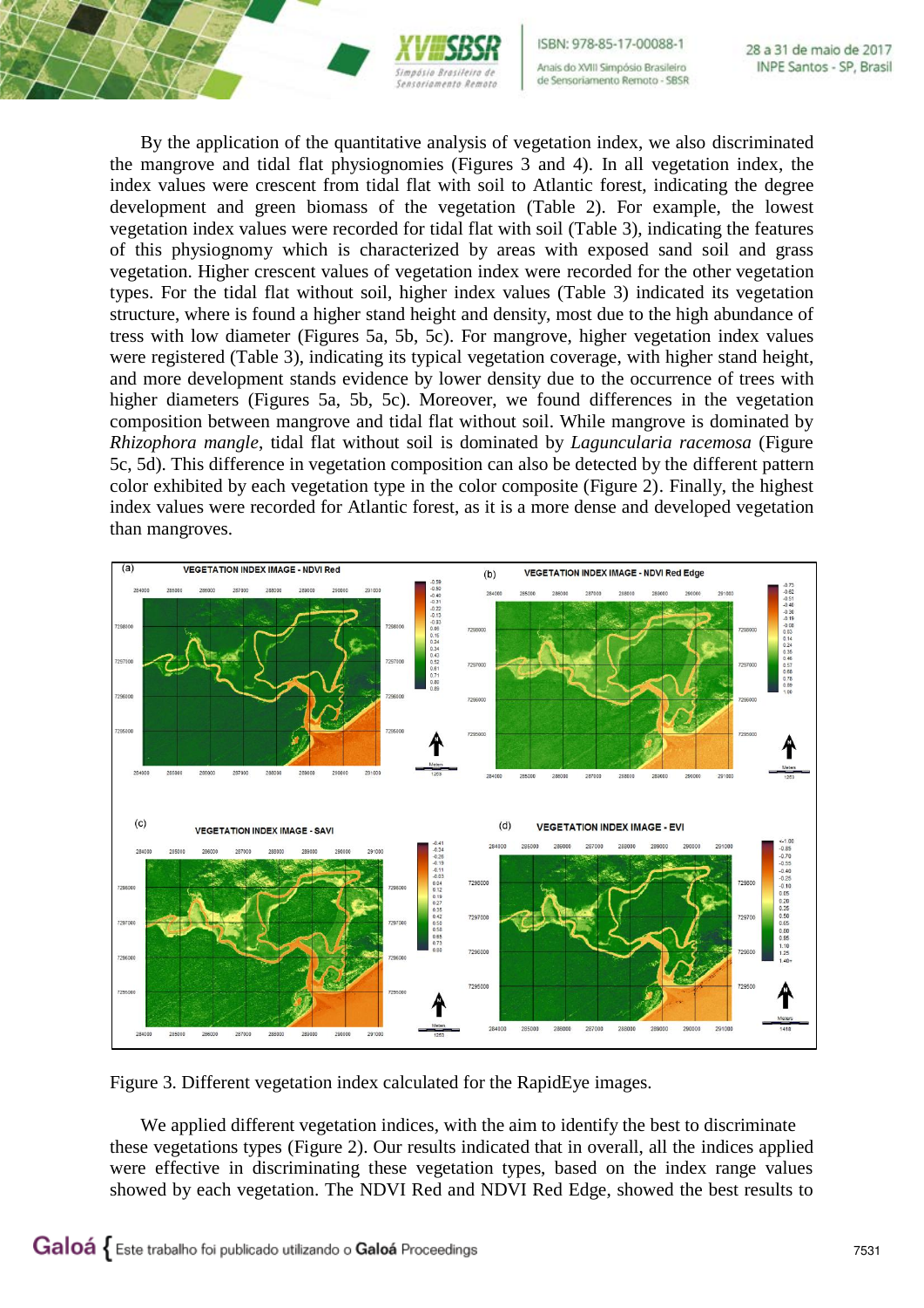By the application of the quantitative analysis of vegetation index, we also discriminated the mangrove and tidal flat physiognomies (Figures 3 and 4). In all vegetation index, the index values were crescent from tidal flat with soil to Atlantic forest, indicating the degree development and green biomass of the vegetation (Table 2). For example, the lowest vegetation index values were recorded for tidal flat with soil (Table 3), indicating the features of this physiognomy which is characterized by areas with exposed sand soil and grass vegetation. Higher crescent values of vegetation index were recorded for the other vegetation types. For the tidal flat without soil, higher index values (Table 3) indicated its vegetation structure, where is found a higher stand height and density, most due to the high abundance of tress with low diameter (Figures 5a, 5b, 5c). For mangrove, higher vegetation index values were registered (Table 3), indicating its typical vegetation coverage, with higher stand height, and more development stands evidence by lower density due to the occurrence of trees with higher diameters (Figures 5a, 5b, 5c). Moreover, we found differences in the vegetation composition between mangrove and tidal flat without soil. While mangrove is dominated by *Rhizophora mangle*, tidal flat without soil is dominated by *Laguncularia racemosa* (Figure 5c, 5d). This difference in vegetation composition can also be detected by the different pattern color exhibited by each vegetation type in the color composite (Figure 2). Finally, the highest index values were recorded for Atlantic forest, as it is a more dense and developed vegetation than mangroves.

Figure 3. Different vegetation index calculated for the RapidEye images.

We applied different vegetation indices, with the aim to identify the best to discriminate these vegetations types (Figure 2). Our results indicated that in overall, all the indices applied were effective in discriminating these vegetation types, based on the index range values showed by each vegetation. The NDVI Red and NDVI Red Edge, showed the best results to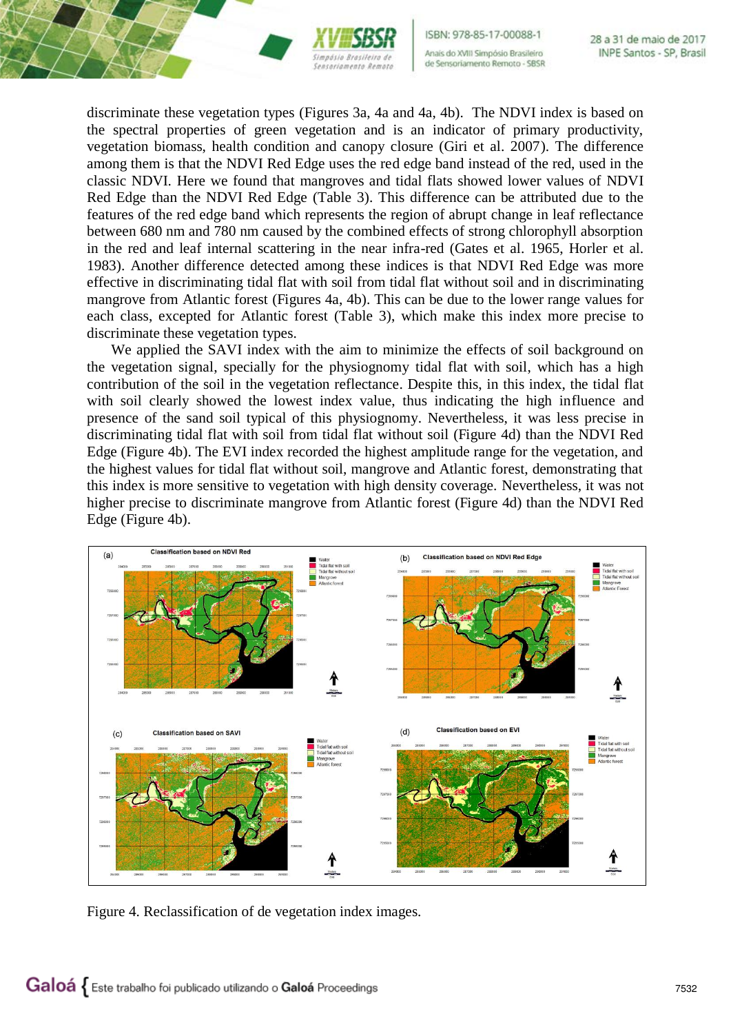discriminate these vegetation types (Figures 3a, 4a and 4a, 4b). The NDVI index is based on the spectral properties of green vegetation and is an indicator of primary productivity, vegetation biomass, health condition and canopy closure (Giri et al. 2007). The difference among them is that the NDVI Red Edge uses the red edge band instead of the red, used in the classic NDVI. Here we found that mangroves and tidal flats showed lower values of NDVI Red Edge than the NDVI Red Edge (Table 3). This difference can be attributed due to the features of the red edge band which represents the region of abrupt change in leaf reflectance between 680 nm and 780 nm caused by the combined effects of strong chlorophyll absorption in the red and leaf internal scattering in the near infra-red (Gates et al. 1965, Horler et al. 1983). Another difference detected among these indices is that NDVI Red Edge was more effective in discriminating tidal flat with soil from tidal flat without soil and in discriminating mangrove from Atlantic forest (Figures 4a, 4b). This can be due to the lower range values for each class, excepted for Atlantic forest (Table 3), which make this index more precise to discriminate these vegetation types.

We applied the SAVI index with the aim to minimize the effects of soil background on the vegetation signal, specially for the physiognomy tidal flat with soil, which has a high contribution of the soil in the vegetation reflectance. Despite this, in this index, the tidal flat with soil clearly showed the lowest index value, thus indicating the high influence and presence of the sand soil typical of this physiognomy. Nevertheless, it was less precise in discriminating tidal flat with soil from tidal flat without soil (Figure 4d) than the NDVI Red Edge (Figure 4b). The EVI index recorded the highest amplitude range for the vegetation, and the highest values for tidal flat without soil, mangrove and Atlantic forest, demonstrating that this index is more sensitive to vegetation with high density coverage. Nevertheless, it was not higher precise to discriminate mangrove from Atlantic forest (Figure 4d) than the NDVI Red Edge (Figure 4b).

(a) Classification based on NDVI Red

(b) Classification based on NDVI Red Edge

(c) Classification based on SAVI

(d) Classification based on EVI

Water
Tidal flat with soil
Tidal flat without soil
Mangrove
Atlantic forest

Figure 4. Reclassification of de vegetation index images.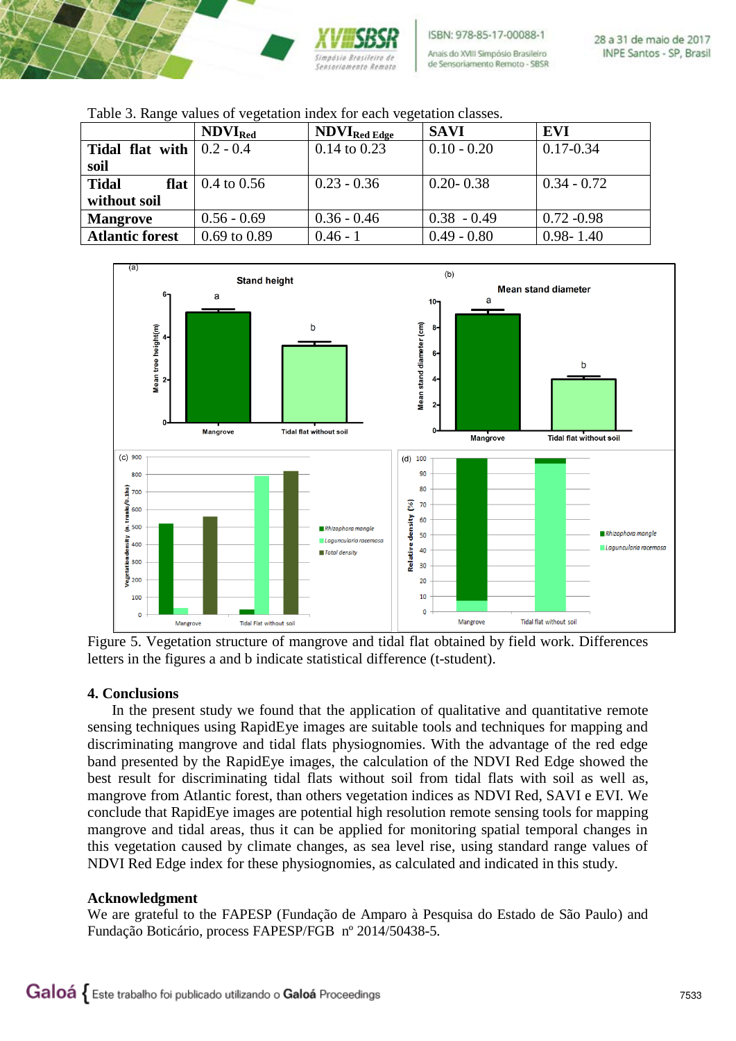Table 3. Range values of vegetation index for each vegetation classes.

| | $NDVI_{Red}$ | $NDVI_{Red\ Edge}$ | SAVI | EVI |
|---|---|---|---|---|
| **Tidal flat with soil** | 0.2 - 0.4 | 0.14 to 0.23 | 0.10 - 0.20 | 0.17-0.34 |
| **Tidal flat without soil** | 0.4 to 0.56 | 0.23 - 0.36 | 0.20- 0.38 | 0.34 - 0.72 |
| **Mangrove** | 0.56 - 0.69 | 0.36 - 0.46 | 0.38 - 0.49 | 0.72 -0.98 |
| **Atlantic forest** | 0.69 to 0.89 | 0.46 - 1 | 0.49 - 0.80 | 0.98- 1.40 |

(a)
Stand height
Mean tree height(m)
0
2
4
6
a
b
Mangrove
Tidal flat without soil

(b)
Mean stand diameter
Mean stand diameter (cm)
0
2
4
6
8
10
a
b
Mangrove
Tidal flat without soil

(c)
Vegetationdensity (n. trunk/0.1ha)
0
100
200
300
400
500
600
700
800
900
Mangrove
Tidal Flat without soil
Rhizophora mangle
Laguncularia racemosa
Total density

(d)
Relative density (%)
0
10
20
30
40
50
60
70
80
90
100
Mangrove
Tidal flat without soil
Rhizophora mangle
Laguncularia racemosa

Figure 5. Vegetation structure of mangrove and tidal flat obtained by field work. Differences letters in the figures a and b indicate statistical difference (t-student).

## 4. Conclusions

In the present study we found that the application of qualitative and quantitative remote sensing techniques using RapidEye images are suitable tools and techniques for mapping and discriminating mangrove and tidal flats physiognomies. With the advantage of the red edge band presented by the RapidEye images, the calculation of the NDVI Red Edge showed the best result for discriminating tidal flats without soil from tidal flats with soil as well as, mangrove from Atlantic forest, than others vegetation indices as NDVI Red, SAVI e EVI. We conclude that RapidEye images are potential high resolution remote sensing tools for mapping mangrove and tidal areas, thus it can be applied for monitoring spatial temporal changes in this vegetation caused by climate changes, as sea level rise, using standard range values of NDVI Red Edge index for these physiognomies, as calculated and indicated in this study.

## Acknowledgment

We are grateful to the FAPESP (Fundação de Amparo à Pesquisa do Estado de São Paulo) and Fundação Boticário, process FAPESP/FGB nº 2014/50438-5.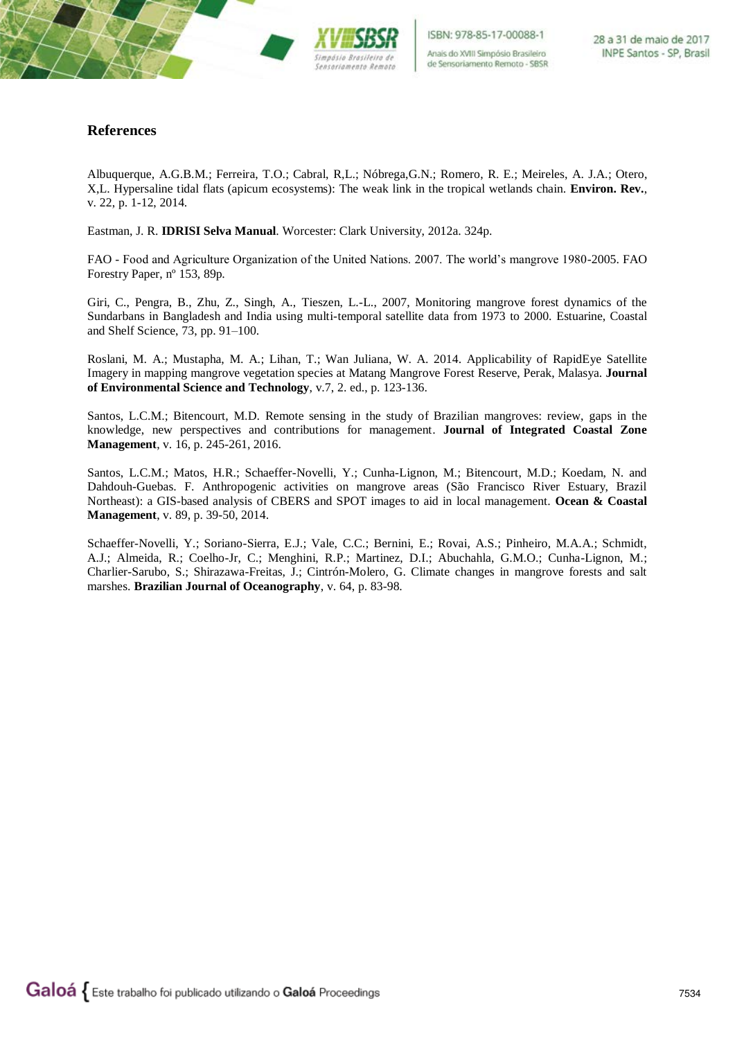## References

Albuquerque, A.G.B.M.; Ferreira, T.O.; Cabral, R,L.; Nóbrega,G.N.; Romero, R. E.; Meireles, A. J.A.; Otero, X,L. Hypersaline tidal flats (apicum ecosystems): The weak link in the tropical wetlands chain. **Environ. Rev.**, v. 22, p. 1-12, 2014.

Eastman, J. R. **IDRISI Selva Manual**. Worcester: Clark University, 2012a. 324p.

FAO - Food and Agriculture Organization of the United Nations. 2007. The world's mangrove 1980-2005. FAO Forestry Paper, nº 153, 89p.

Giri, C., Pengra, B., Zhu, Z., Singh, A., Tieszen, L.-L., 2007, Monitoring mangrove forest dynamics of the Sundarbans in Bangladesh and India using multi-temporal satellite data from 1973 to 2000. Estuarine, Coastal and Shelf Science, 73, pp. 91–100.

Roslani, M. A.; Mustapha, M. A.; Lihan, T.; Wan Juliana, W. A. 2014. Applicability of RapidEye Satellite Imagery in mapping mangrove vegetation species at Matang Mangrove Forest Reserve, Perak, Malasya. **Journal of Environmental Science and Technology**, v.7, 2. ed., p. 123-136.

Santos, L.C.M.; Bitencourt, M.D. Remote sensing in the study of Brazilian mangroves: review, gaps in the knowledge, new perspectives and contributions for management. **Journal of Integrated Coastal Zone Management**, v. 16, p. 245-261, 2016.

Santos, L.C.M.; Matos, H.R.; Schaeffer-Novelli, Y.; Cunha-Lignon, M.; Bitencourt, M.D.; Koedam, N. and Dahdouh-Guebas. F. Anthropogenic activities on mangrove areas (São Francisco River Estuary, Brazil Northeast): a GIS-based analysis of CBERS and SPOT images to aid in local management. **Ocean & Coastal Management**, v. 89, p. 39-50, 2014.

Schaeffer-Novelli, Y.; Soriano-Sierra, E.J.; Vale, C.C.; Bernini, E.; Rovai, A.S.; Pinheiro, M.A.A.; Schmidt, A.J.; Almeida, R.; Coelho-Jr, C.; Menghini, R.P.; Martinez, D.I.; Abuchahla, G.M.O.; Cunha-Lignon, M.; Charlier-Sarubo, S.; Shirazawa-Freitas, J.; Cintrón-Molero, G. Climate changes in mangrove forests and salt marshes. **Brazilian Journal of Oceanography**, v. 64, p. 83-98.